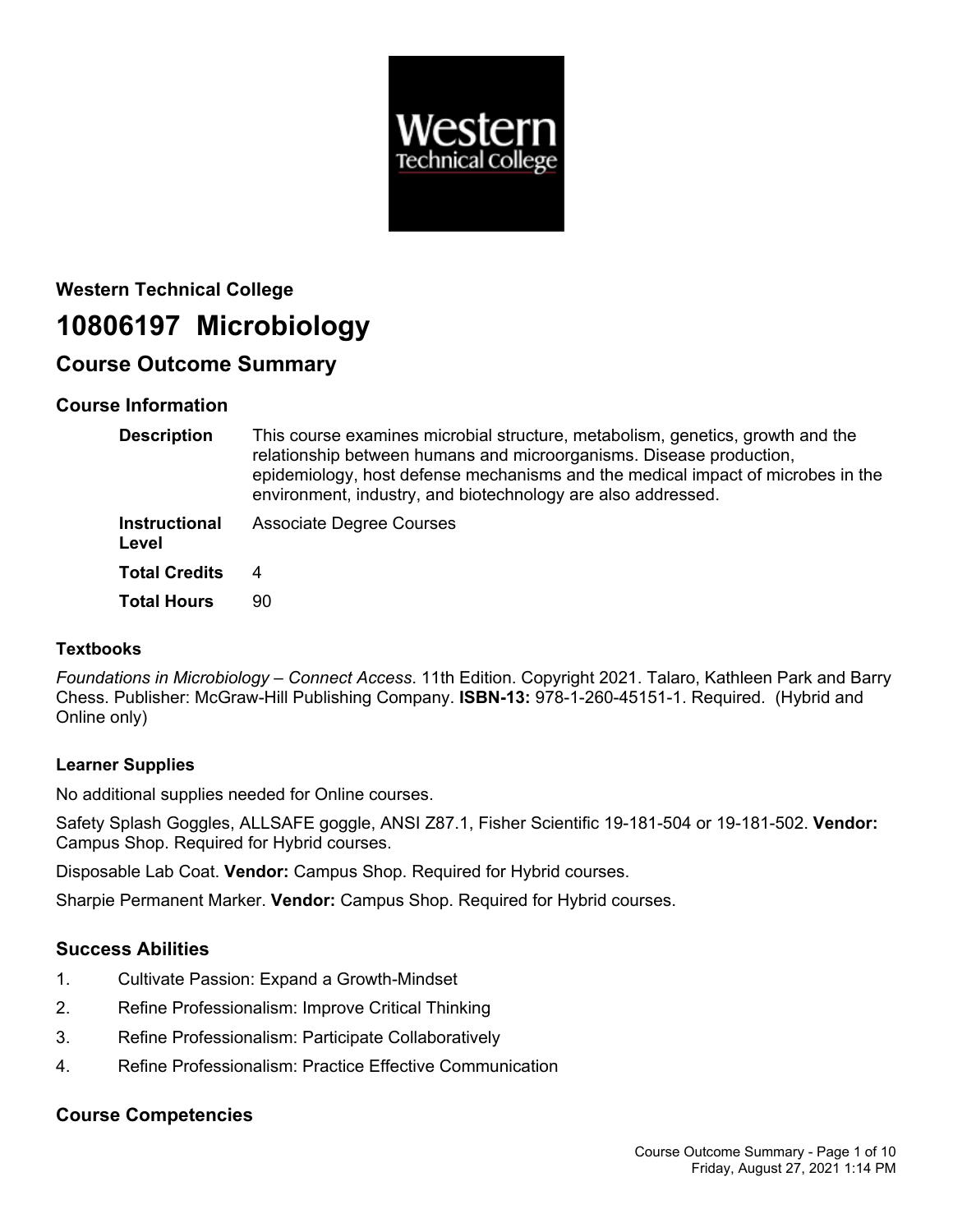**Western Technical College**

# 10806197 Microbiology

## Course Outcome Summary

### Course Information

| | |
|---|---|
| **Description** | This course examines microbial structure, metabolism, genetics, growth and the relationship between humans and microorganisms. Disease production, epidemiology, host defense mechanisms and the medical impact of microbes in the environment, industry, and biotechnology are also addressed. |
| **Instructional Level** | Associate Degree Courses |
| **Total Credits** | 4 |
| **Total Hours** | 90 |

#### Textbooks

*Foundations in Microbiology – Connect Access*. 11th Edition. Copyright 2021. Talaro, Kathleen Park and Barry Chess. Publisher: McGraw-Hill Publishing Company. **ISBN-13:** 978-1-260-45151-1. Required. (Hybrid and Online only)

#### Learner Supplies

No additional supplies needed for Online courses.

Safety Splash Goggles, ALLSAFE goggle, ANSI Z87.1, Fisher Scientific 19-181-504 or 19-181-502. **Vendor:** Campus Shop. Required for Hybrid courses.

Disposable Lab Coat. **Vendor:** Campus Shop. Required for Hybrid courses.

Sharpie Permanent Marker. **Vendor:** Campus Shop. Required for Hybrid courses.

### Success Abilities

1. Cultivate Passion: Expand a Growth-Mindset
2. Refine Professionalism: Improve Critical Thinking
3. Refine Professionalism: Participate Collaboratively
4. Refine Professionalism: Practice Effective Communication

### Course Competencies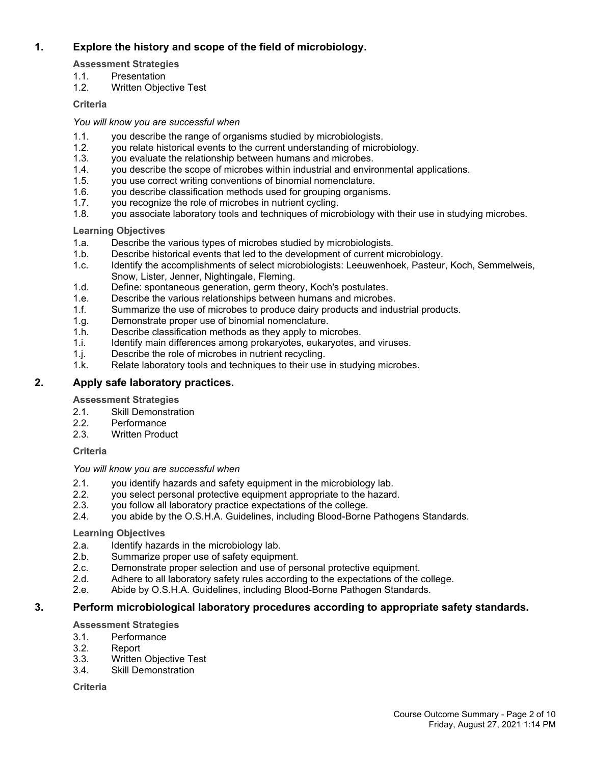## 1. Explore the history and scope of the field of microbiology.

**Assessment Strategies**

1.1. Presentation
1.2. Written Objective Test

**Criteria**

*You will know you are successful when*

1.1. you describe the range of organisms studied by microbiologists.
1.2. you relate historical events to the current understanding of microbiology.
1.3. you evaluate the relationship between humans and microbes.
1.4. you describe the scope of microbes within industrial and environmental applications.
1.5. you use correct writing conventions of binomial nomenclature.
1.6. you describe classification methods used for grouping organisms.
1.7. you recognize the role of microbes in nutrient cycling.
1.8. you associate laboratory tools and techniques of microbiology with their use in studying microbes.

**Learning Objectives**

1.a. Describe the various types of microbes studied by microbiologists.
1.b. Describe historical events that led to the development of current microbiology.
1.c. Identify the accomplishments of select microbiologists: Leeuwenhoek, Pasteur, Koch, Semmelweis, Snow, Lister, Jenner, Nightingale, Fleming.
1.d. Define: spontaneous generation, germ theory, Koch's postulates.
1.e. Describe the various relationships between humans and microbes.
1.f. Summarize the use of microbes to produce dairy products and industrial products.
1.g. Demonstrate proper use of binomial nomenclature.
1.h. Describe classification methods as they apply to microbes.
1.i. Identify main differences among prokaryotes, eukaryotes, and viruses.
1.j. Describe the role of microbes in nutrient recycling.
1.k. Relate laboratory tools and techniques to their use in studying microbes.

## 2. Apply safe laboratory practices.

**Assessment Strategies**

2.1. Skill Demonstration
2.2. Performance
2.3. Written Product

**Criteria**

*You will know you are successful when*

2.1. you identify hazards and safety equipment in the microbiology lab.
2.2. you select personal protective equipment appropriate to the hazard.
2.3. you follow all laboratory practice expectations of the college.
2.4. you abide by the O.S.H.A. Guidelines, including Blood-Borne Pathogens Standards.

**Learning Objectives**

2.a. Identify hazards in the microbiology lab.
2.b. Summarize proper use of safety equipment.
2.c. Demonstrate proper selection and use of personal protective equipment.
2.d. Adhere to all laboratory safety rules according to the expectations of the college.
2.e. Abide by O.S.H.A. Guidelines, including Blood-Borne Pathogen Standards.

## 3. Perform microbiological laboratory procedures according to appropriate safety standards.

**Assessment Strategies**

3.1. Performance
3.2. Report
3.3. Written Objective Test
3.4. Skill Demonstration

**Criteria**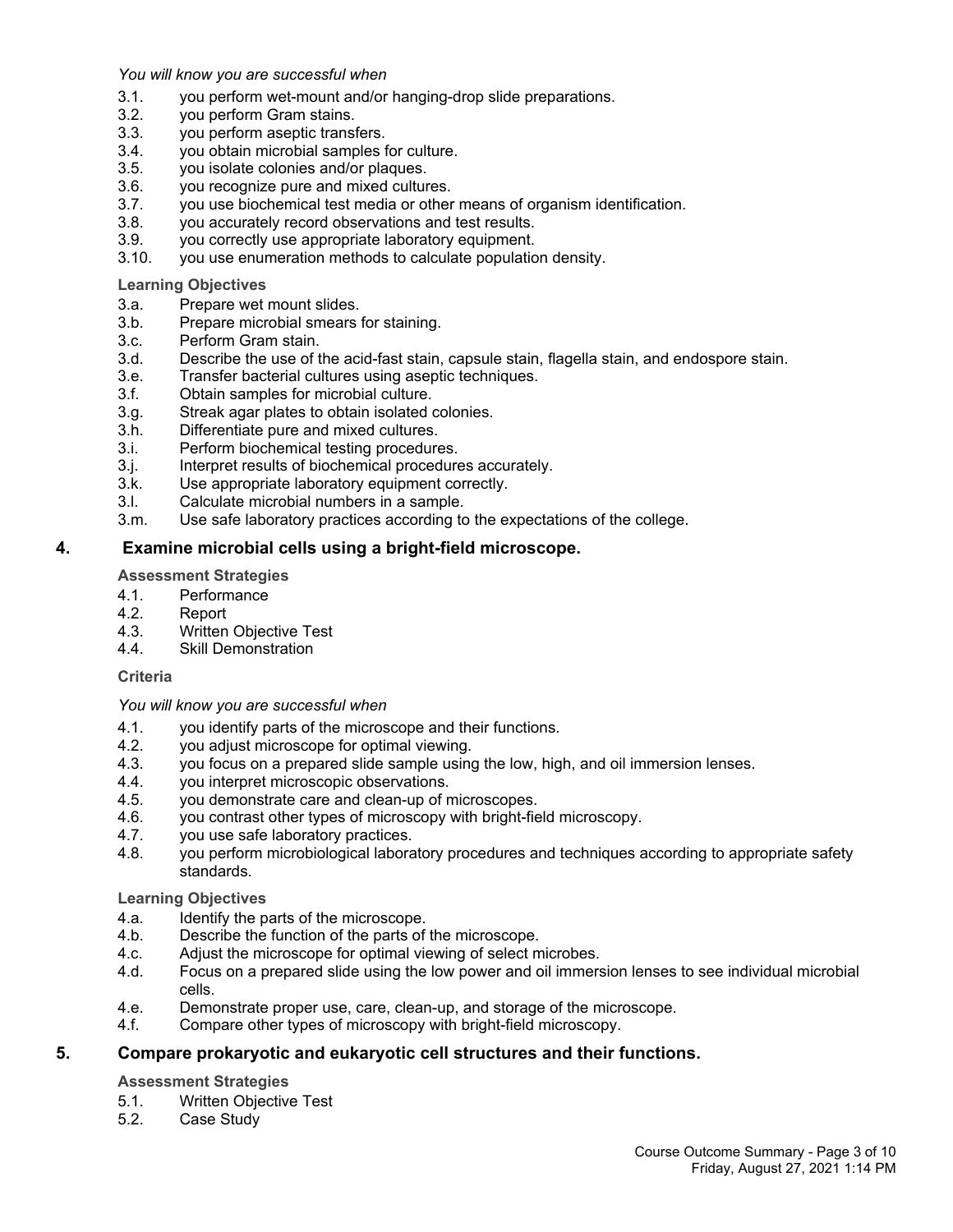*You will know you are successful when*

3.1. you perform wet-mount and/or hanging-drop slide preparations.
3.2. you perform Gram stains.
3.3. you perform aseptic transfers.
3.4. you obtain microbial samples for culture.
3.5. you isolate colonies and/or plaques.
3.6. you recognize pure and mixed cultures.
3.7. you use biochemical test media or other means of organism identification.
3.8. you accurately record observations and test results.
3.9. you correctly use appropriate laboratory equipment.
3.10. you use enumeration methods to calculate population density.

**Learning Objectives**

3.a. Prepare wet mount slides.
3.b. Prepare microbial smears for staining.
3.c. Perform Gram stain.
3.d. Describe the use of the acid-fast stain, capsule stain, flagella stain, and endospore stain.
3.e. Transfer bacterial cultures using aseptic techniques.
3.f. Obtain samples for microbial culture.
3.g. Streak agar plates to obtain isolated colonies.
3.h. Differentiate pure and mixed cultures.
3.i. Perform biochemical testing procedures.
3.j. Interpret results of biochemical procedures accurately.
3.k. Use appropriate laboratory equipment correctly.
3.l. Calculate microbial numbers in a sample.
3.m. Use safe laboratory practices according to the expectations of the college.

## 4. Examine microbial cells using a bright-field microscope.

**Assessment Strategies**

4.1. Performance
4.2. Report
4.3. Written Objective Test
4.4. Skill Demonstration

**Criteria**

*You will know you are successful when*

4.1. you identify parts of the microscope and their functions.
4.2. you adjust microscope for optimal viewing.
4.3. you focus on a prepared slide sample using the low, high, and oil immersion lenses.
4.4. you interpret microscopic observations.
4.5. you demonstrate care and clean-up of microscopes.
4.6. you contrast other types of microscopy with bright-field microscopy.
4.7. you use safe laboratory practices.
4.8. you perform microbiological laboratory procedures and techniques according to appropriate safety standards.

**Learning Objectives**

4.a. Identify the parts of the microscope.
4.b. Describe the function of the parts of the microscope.
4.c. Adjust the microscope for optimal viewing of select microbes.
4.d. Focus on a prepared slide using the low power and oil immersion lenses to see individual microbial cells.
4.e. Demonstrate proper use, care, clean-up, and storage of the microscope.
4.f. Compare other types of microscopy with bright-field microscopy.

## 5. Compare prokaryotic and eukaryotic cell structures and their functions.

**Assessment Strategies**

5.1. Written Objective Test
5.2. Case Study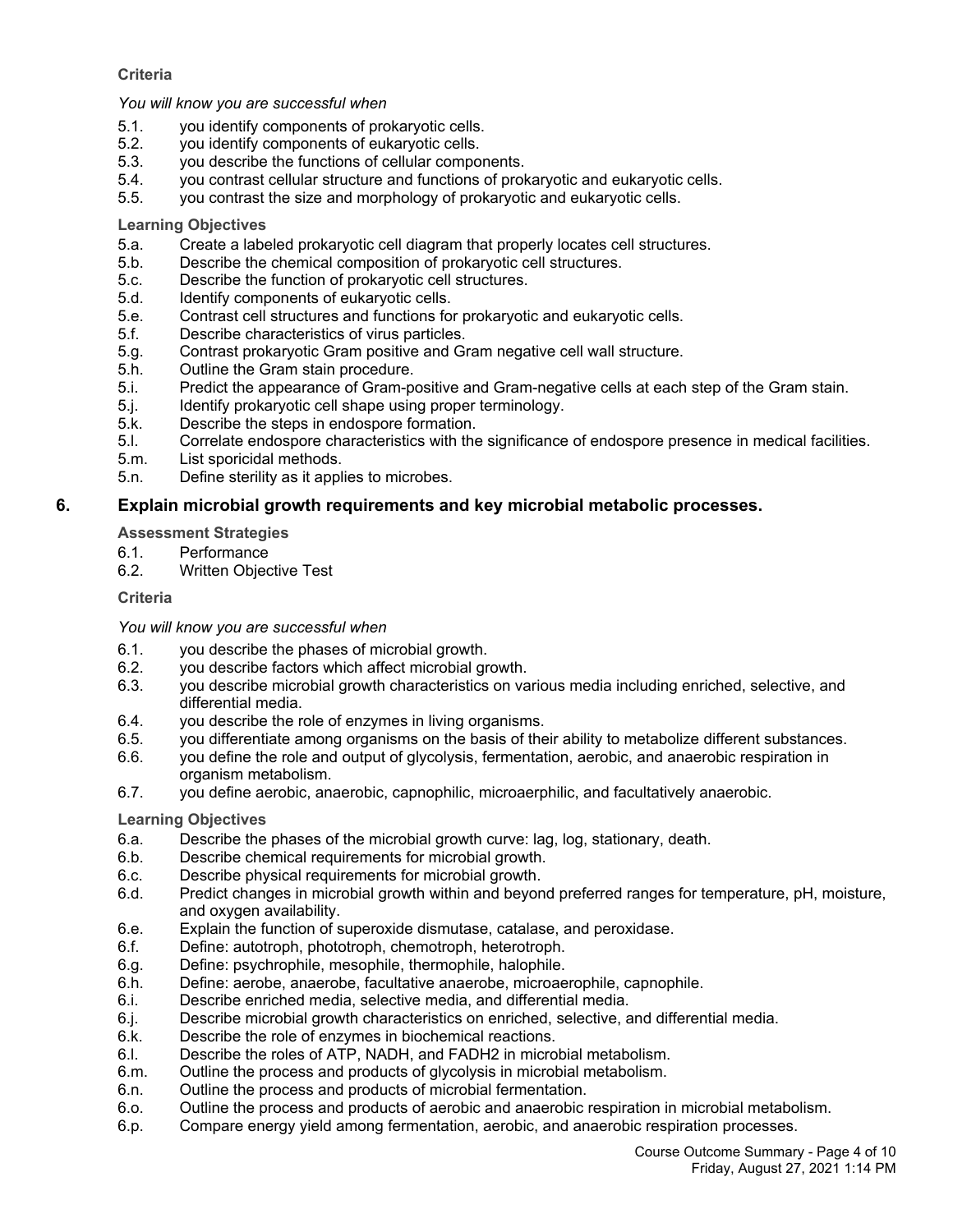**Criteria**

*You will know you are successful when*

5.1. you identify components of prokaryotic cells.
5.2. you identify components of eukaryotic cells.
5.3. you describe the functions of cellular components.
5.4. you contrast cellular structure and functions of prokaryotic and eukaryotic cells.
5.5. you contrast the size and morphology of prokaryotic and eukaryotic cells.

**Learning Objectives**

5.a. Create a labeled prokaryotic cell diagram that properly locates cell structures.
5.b. Describe the chemical composition of prokaryotic cell structures.
5.c. Describe the function of prokaryotic cell structures.
5.d. Identify components of eukaryotic cells.
5.e. Contrast cell structures and functions for prokaryotic and eukaryotic cells.
5.f. Describe characteristics of virus particles.
5.g. Contrast prokaryotic Gram positive and Gram negative cell wall structure.
5.h. Outline the Gram stain procedure.
5.i. Predict the appearance of Gram-positive and Gram-negative cells at each step of the Gram stain.
5.j. Identify prokaryotic cell shape using proper terminology.
5.k. Describe the steps in endospore formation.
5.l. Correlate endospore characteristics with the significance of endospore presence in medical facilities.
5.m. List sporicidal methods.
5.n. Define sterility as it applies to microbes.

## 6. Explain microbial growth requirements and key microbial metabolic processes.

**Assessment Strategies**

6.1. Performance
6.2. Written Objective Test

**Criteria**

*You will know you are successful when*

6.1. you describe the phases of microbial growth.
6.2. you describe factors which affect microbial growth.
6.3. you describe microbial growth characteristics on various media including enriched, selective, and differential media.
6.4. you describe the role of enzymes in living organisms.
6.5. you differentiate among organisms on the basis of their ability to metabolize different substances.
6.6. you define the role and output of glycolysis, fermentation, aerobic, and anaerobic respiration in organism metabolism.
6.7. you define aerobic, anaerobic, capnophilic, microaerphilic, and facultatively anaerobic.

**Learning Objectives**

6.a. Describe the phases of the microbial growth curve: lag, log, stationary, death.
6.b. Describe chemical requirements for microbial growth.
6.c. Describe physical requirements for microbial growth.
6.d. Predict changes in microbial growth within and beyond preferred ranges for temperature, pH, moisture, and oxygen availability.
6.e. Explain the function of superoxide dismutase, catalase, and peroxidase.
6.f. Define: autotroph, phototroph, chemotroph, heterotroph.
6.g. Define: psychrophile, mesophile, thermophile, halophile.
6.h. Define: aerobe, anaerobe, facultative anaerobe, microaerophile, capnophile.
6.i. Describe enriched media, selective media, and differential media.
6.j. Describe microbial growth characteristics on enriched, selective, and differential media.
6.k. Describe the role of enzymes in biochemical reactions.
6.l. Describe the roles of ATP, NADH, and $FADH_2$ in microbial metabolism.
6.m. Outline the process and products of glycolysis in microbial metabolism.
6.n. Outline the process and products of microbial fermentation.
6.o. Outline the process and products of aerobic and anaerobic respiration in microbial metabolism.
6.p. Compare energy yield among fermentation, aerobic, and anaerobic respiration processes.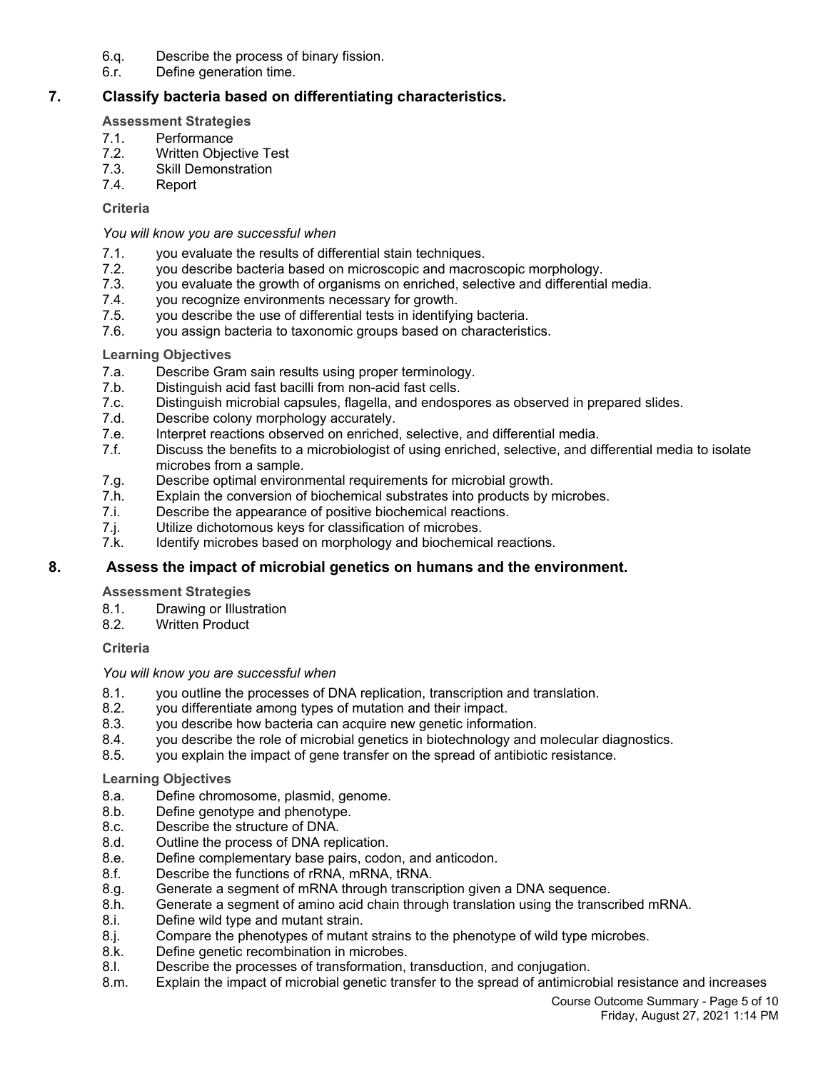6.q. Describe the process of binary fission.
6.r. Define generation time.

## 7. Classify bacteria based on differentiating characteristics.

**Assessment Strategies**

7.1. Performance
7.2. Written Objective Test
7.3. Skill Demonstration
7.4. Report

**Criteria**

*You will know you are successful when*

7.1. you evaluate the results of differential stain techniques.
7.2. you describe bacteria based on microscopic and macroscopic morphology.
7.3. you evaluate the growth of organisms on enriched, selective and differential media.
7.4. you recognize environments necessary for growth.
7.5. you describe the use of differential tests in identifying bacteria.
7.6. you assign bacteria to taxonomic groups based on characteristics.

**Learning Objectives**

7.a. Describe Gram sain results using proper terminology.
7.b. Distinguish acid fast bacilli from non-acid fast cells.
7.c. Distinguish microbial capsules, flagella, and endospores as observed in prepared slides.
7.d. Describe colony morphology accurately.
7.e. Interpret reactions observed on enriched, selective, and differential media.
7.f. Discuss the benefits to a microbiologist of using enriched, selective, and differential media to isolate microbes from a sample.
7.g. Describe optimal environmental requirements for microbial growth.
7.h. Explain the conversion of biochemical substrates into products by microbes.
7.i. Describe the appearance of positive biochemical reactions.
7.j. Utilize dichotomous keys for classification of microbes.
7.k. Identify microbes based on morphology and biochemical reactions.

## 8. Assess the impact of microbial genetics on humans and the environment.

**Assessment Strategies**

8.1. Drawing or Illustration
8.2. Written Product

**Criteria**

*You will know you are successful when*

8.1. you outline the processes of DNA replication, transcription and translation.
8.2. you differentiate among types of mutation and their impact.
8.3. you describe how bacteria can acquire new genetic information.
8.4. you describe the role of microbial genetics in biotechnology and molecular diagnostics.
8.5. you explain the impact of gene transfer on the spread of antibiotic resistance.

**Learning Objectives**

8.a. Define chromosome, plasmid, genome.
8.b. Define genotype and phenotype.
8.c. Describe the structure of DNA.
8.d. Outline the process of DNA replication.
8.e. Define complementary base pairs, codon, and anticodon.
8.f. Describe the functions of rRNA, mRNA, tRNA.
8.g. Generate a segment of mRNA through transcription given a DNA sequence.
8.h. Generate a segment of amino acid chain through translation using the transcribed mRNA.
8.i. Define wild type and mutant strain.
8.j. Compare the phenotypes of mutant strains to the phenotype of wild type microbes.
8.k. Define genetic recombination in microbes.
8.l. Describe the processes of transformation, transduction, and conjugation.
8.m. Explain the impact of microbial genetic transfer to the spread of antimicrobial resistance and increases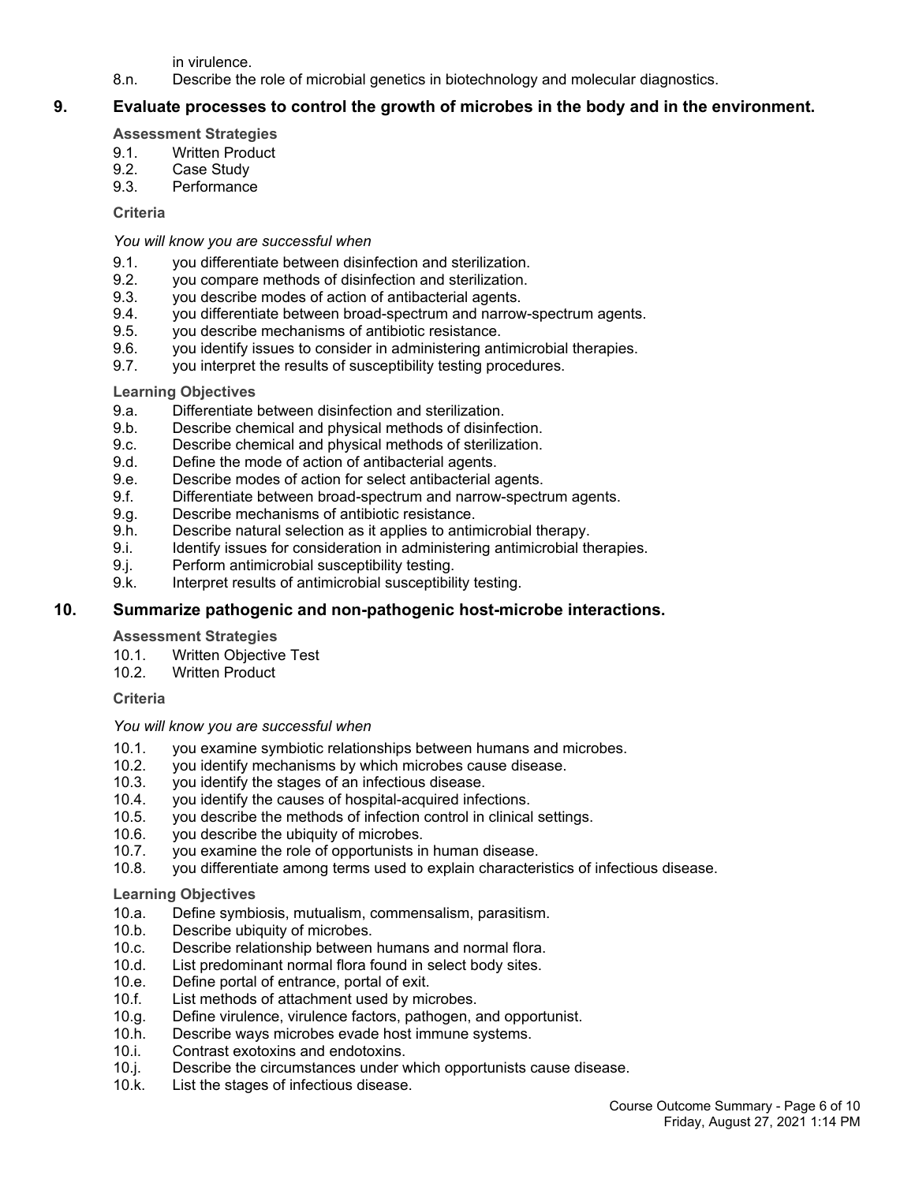in virulence.

8.n. Describe the role of microbial genetics in biotechnology and molecular diagnostics.

## 9. Evaluate processes to control the growth of microbes in the body and in the environment.

**Assessment Strategies**

9.1. Written Product
9.2. Case Study
9.3. Performance

**Criteria**

*You will know you are successful when*

9.1. you differentiate between disinfection and sterilization.
9.2. you compare methods of disinfection and sterilization.
9.3. you describe modes of action of antibacterial agents.
9.4. you differentiate between broad-spectrum and narrow-spectrum agents.
9.5. you describe mechanisms of antibiotic resistance.
9.6. you identify issues to consider in administering antimicrobial therapies.
9.7. you interpret the results of susceptibility testing procedures.

**Learning Objectives**

9.a. Differentiate between disinfection and sterilization.
9.b. Describe chemical and physical methods of disinfection.
9.c. Describe chemical and physical methods of sterilization.
9.d. Define the mode of action of antibacterial agents.
9.e. Describe modes of action for select antibacterial agents.
9.f. Differentiate between broad-spectrum and narrow-spectrum agents.
9.g. Describe mechanisms of antibiotic resistance.
9.h. Describe natural selection as it applies to antimicrobial therapy.
9.i. Identify issues for consideration in administering antimicrobial therapies.
9.j. Perform antimicrobial susceptibility testing.
9.k. Interpret results of antimicrobial susceptibility testing.

## 10. Summarize pathogenic and non-pathogenic host-microbe interactions.

**Assessment Strategies**

10.1. Written Objective Test
10.2. Written Product

**Criteria**

*You will know you are successful when*

10.1. you examine symbiotic relationships between humans and microbes.
10.2. you identify mechanisms by which microbes cause disease.
10.3. you identify the stages of an infectious disease.
10.4. you identify the causes of hospital-acquired infections.
10.5. you describe the methods of infection control in clinical settings.
10.6. you describe the ubiquity of microbes.
10.7. you examine the role of opportunists in human disease.
10.8. you differentiate among terms used to explain characteristics of infectious disease.

**Learning Objectives**

10.a. Define symbiosis, mutualism, commensalism, parasitism.
10.b. Describe ubiquity of microbes.
10.c. Describe relationship between humans and normal flora.
10.d. List predominant normal flora found in select body sites.
10.e. Define portal of entrance, portal of exit.
10.f. List methods of attachment used by microbes.
10.g. Define virulence, virulence factors, pathogen, and opportunist.
10.h. Describe ways microbes evade host immune systems.
10.i. Contrast exotoxins and endotoxins.
10.j. Describe the circumstances under which opportunists cause disease.
10.k. List the stages of infectious disease.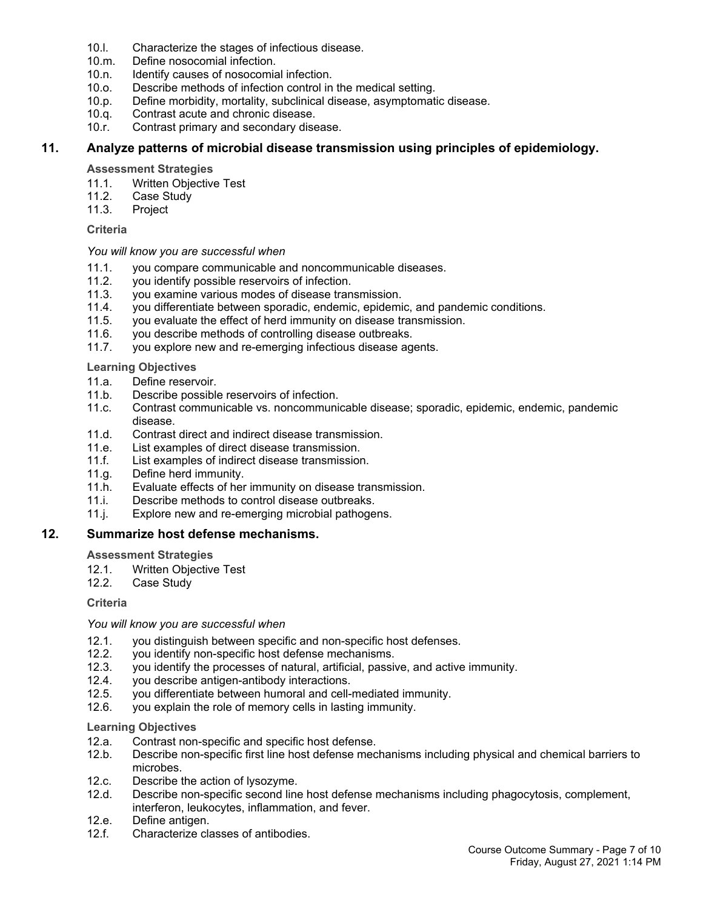10.l. Characterize the stages of infectious disease.
10.m. Define nosocomial infection.
10.n. Identify causes of nosocomial infection.
10.o. Describe methods of infection control in the medical setting.
10.p. Define morbidity, mortality, subclinical disease, asymptomatic disease.
10.q. Contrast acute and chronic disease.
10.r. Contrast primary and secondary disease.

## 11. Analyze patterns of microbial disease transmission using principles of epidemiology.

**Assessment Strategies**

11.1. Written Objective Test
11.2. Case Study
11.3. Project

**Criteria**

*You will know you are successful when*

11.1. you compare communicable and noncommunicable diseases.
11.2. you identify possible reservoirs of infection.
11.3. you examine various modes of disease transmission.
11.4. you differentiate between sporadic, endemic, epidemic, and pandemic conditions.
11.5. you evaluate the effect of herd immunity on disease transmission.
11.6. you describe methods of controlling disease outbreaks.
11.7. you explore new and re-emerging infectious disease agents.

**Learning Objectives**

11.a. Define reservoir.
11.b. Describe possible reservoirs of infection.
11.c. Contrast communicable vs. noncommunicable disease; sporadic, epidemic, endemic, pandemic disease.
11.d. Contrast direct and indirect disease transmission.
11.e. List examples of direct disease transmission.
11.f. List examples of indirect disease transmission.
11.g. Define herd immunity.
11.h. Evaluate effects of her immunity on disease transmission.
11.i. Describe methods to control disease outbreaks.
11.j. Explore new and re-emerging microbial pathogens.

## 12. Summarize host defense mechanisms.

**Assessment Strategies**

12.1. Written Objective Test
12.2. Case Study

**Criteria**

*You will know you are successful when*

12.1. you distinguish between specific and non-specific host defenses.
12.2. you identify non-specific host defense mechanisms.
12.3. you identify the processes of natural, artificial, passive, and active immunity.
12.4. you describe antigen-antibody interactions.
12.5. you differentiate between humoral and cell-mediated immunity.
12.6. you explain the role of memory cells in lasting immunity.

**Learning Objectives**

12.a. Contrast non-specific and specific host defense.
12.b. Describe non-specific first line host defense mechanisms including physical and chemical barriers to microbes.
12.c. Describe the action of lysozyme.
12.d. Describe non-specific second line host defense mechanisms including phagocytosis, complement, interferon, leukocytes, inflammation, and fever.
12.e. Define antigen.
12.f. Characterize classes of antibodies.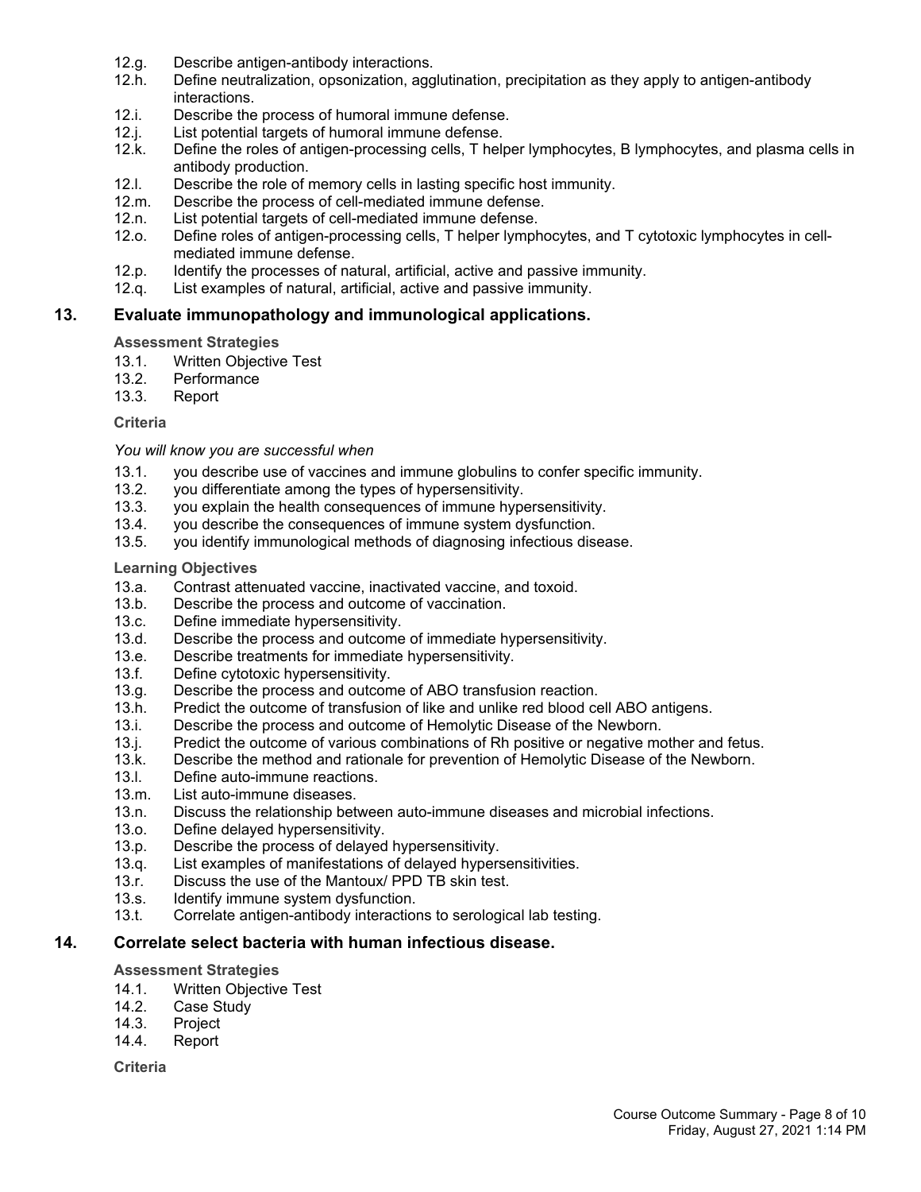12.g. Describe antigen-antibody interactions.
12.h. Define neutralization, opsonization, agglutination, precipitation as they apply to antigen-antibody interactions.
12.i. Describe the process of humoral immune defense.
12.j. List potential targets of humoral immune defense.
12.k. Define the roles of antigen-processing cells, T helper lymphocytes, B lymphocytes, and plasma cells in antibody production.
12.l. Describe the role of memory cells in lasting specific host immunity.
12.m. Describe the process of cell-mediated immune defense.
12.n. List potential targets of cell-mediated immune defense.
12.o. Define roles of antigen-processing cells, T helper lymphocytes, and T cytotoxic lymphocytes in cell-mediated immune defense.
12.p. Identify the processes of natural, artificial, active and passive immunity.
12.q. List examples of natural, artificial, active and passive immunity.

## 13. Evaluate immunopathology and immunological applications.

**Assessment Strategies**

13.1. Written Objective Test
13.2. Performance
13.3. Report

**Criteria**

*You will know you are successful when*

13.1. you describe use of vaccines and immune globulins to confer specific immunity.
13.2. you differentiate among the types of hypersensitivity.
13.3. you explain the health consequences of immune hypersensitivity.
13.4. you describe the consequences of immune system dysfunction.
13.5. you identify immunological methods of diagnosing infectious disease.

**Learning Objectives**

13.a. Contrast attenuated vaccine, inactivated vaccine, and toxoid.
13.b. Describe the process and outcome of vaccination.
13.c. Define immediate hypersensitivity.
13.d. Describe the process and outcome of immediate hypersensitivity.
13.e. Describe treatments for immediate hypersensitivity.
13.f. Define cytotoxic hypersensitivity.
13.g. Describe the process and outcome of ABO transfusion reaction.
13.h. Predict the outcome of transfusion of like and unlike red blood cell ABO antigens.
13.i. Describe the process and outcome of Hemolytic Disease of the Newborn.
13.j. Predict the outcome of various combinations of Rh positive or negative mother and fetus.
13.k. Describe the method and rationale for prevention of Hemolytic Disease of the Newborn.
13.l. Define auto-immune reactions.
13.m. List auto-immune diseases.
13.n. Discuss the relationship between auto-immune diseases and microbial infections.
13.o. Define delayed hypersensitivity.
13.p. Describe the process of delayed hypersensitivity.
13.q. List examples of manifestations of delayed hypersensitivities.
13.r. Discuss the use of the Mantoux/ PPD TB skin test.
13.s. Identify immune system dysfunction.
13.t. Correlate antigen-antibody interactions to serological lab testing.

## 14. Correlate select bacteria with human infectious disease.

**Assessment Strategies**

14.1. Written Objective Test
14.2. Case Study
14.3. Project
14.4. Report

**Criteria**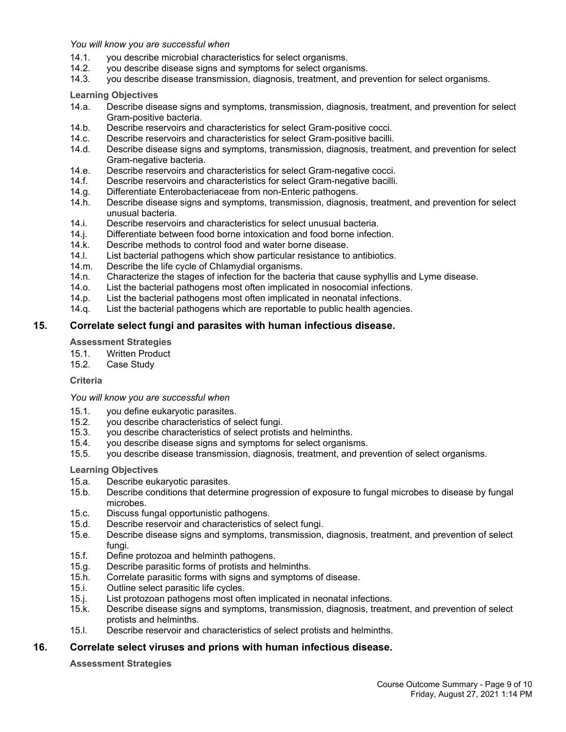*You will know you are successful when*

14.1. you describe microbial characteristics for select organisms.
14.2. you describe disease signs and symptoms for select organisms.
14.3. you describe disease transmission, diagnosis, treatment, and prevention for select organisms.

**Learning Objectives**

14.a. Describe disease signs and symptoms, transmission, diagnosis, treatment, and prevention for select Gram-positive bacteria.
14.b. Describe reservoirs and characteristics for select Gram-positive cocci.
14.c. Describe reservoirs and characteristics for select Gram-positive bacilli.
14.d. Describe disease signs and symptoms, transmission, diagnosis, treatment, and prevention for select Gram-negative bacteria.
14.e. Describe reservoirs and characteristics for select Gram-negative cocci.
14.f. Describe reservoirs and characteristics for select Gram-negative bacilli.
14.g. Differentiate Enterobacteriaceae from non-Enteric pathogens.
14.h. Describe disease signs and symptoms, transmission, diagnosis, treatment, and prevention for select unusual bacteria.
14.i. Describe reservoirs and characteristics for select unusual bacteria.
14.j. Differentiate between food borne intoxication and food borne infection.
14.k. Describe methods to control food and water borne disease.
14.l. List bacterial pathogens which show particular resistance to antibiotics.
14.m. Describe the life cycle of Chlamydial organisms.
14.n. Characterize the stages of infection for the bacteria that cause syphyllis and Lyme disease.
14.o. List the bacterial pathogens most often implicated in nosocomial infections.
14.p. List the bacterial pathogens most often implicated in neonatal infections.
14.q. List the bacterial pathogens which are reportable to public health agencies.

## 15. Correlate select fungi and parasites with human infectious disease.

**Assessment Strategies**

15.1. Written Product
15.2. Case Study

**Criteria**

*You will know you are successful when*

15.1. you define eukaryotic parasites.
15.2. you describe characteristics of select fungi.
15.3. you describe characteristics of select protists and helminths.
15.4. you describe disease signs and symptoms for select organisms.
15.5. you describe disease transmission, diagnosis, treatment, and prevention of select organisms.

**Learning Objectives**

15.a. Describe eukaryotic parasites.
15.b. Describe conditions that determine progression of exposure to fungal microbes to disease by fungal microbes.
15.c. Discuss fungal opportunistic pathogens.
15.d. Describe reservoir and characteristics of select fungi.
15.e. Describe disease signs and symptoms, transmission, diagnosis, treatment, and prevention of select fungi.
15.f. Define protozoa and helminth pathogens.
15.g. Describe parasitic forms of protists and helminths.
15.h. Correlate parasitic forms with signs and symptoms of disease.
15.i. Outline select parasitic life cycles.
15.j. List protozoan pathogens most often implicated in neonatal infections.
15.k. Describe disease signs and symptoms, transmission, diagnosis, treatment, and prevention of select protists and helminths.
15.l. Describe reservoir and characteristics of select protists and helminths.

## 16. Correlate select viruses and prions with human infectious disease.

**Assessment Strategies**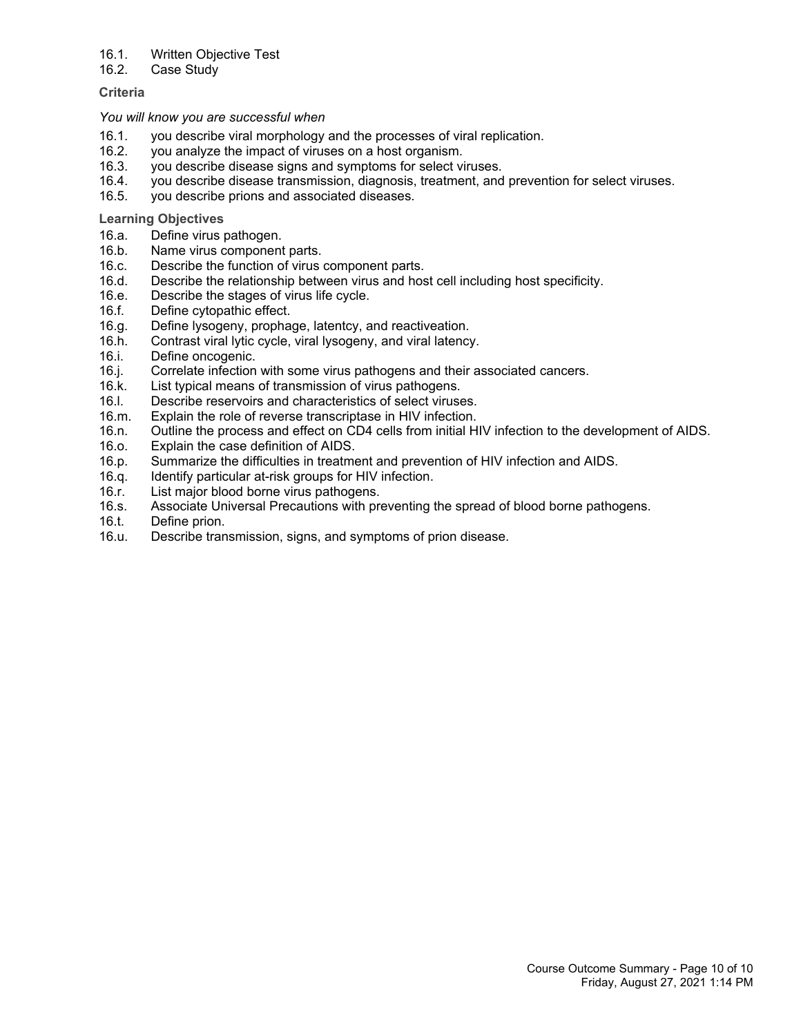16.1. Written Objective Test
16.2. Case Study

**Criteria**

*You will know you are successful when*

16.1. you describe viral morphology and the processes of viral replication.
16.2. you analyze the impact of viruses on a host organism.
16.3. you describe disease signs and symptoms for select viruses.
16.4. you describe disease transmission, diagnosis, treatment, and prevention for select viruses.
16.5. you describe prions and associated diseases.

**Learning Objectives**

16.a. Define virus pathogen.
16.b. Name virus component parts.
16.c. Describe the function of virus component parts.
16.d. Describe the relationship between virus and host cell including host specificity.
16.e. Describe the stages of virus life cycle.
16.f. Define cytopathic effect.
16.g. Define lysogeny, prophage, latentcy, and reactiveation.
16.h. Contrast viral lytic cycle, viral lysogeny, and viral latency.
16.i. Define oncogenic.
16.j. Correlate infection with some virus pathogens and their associated cancers.
16.k. List typical means of transmission of virus pathogens.
16.l. Describe reservoirs and characteristics of select viruses.
16.m. Explain the role of reverse transcriptase in HIV infection.
16.n. Outline the process and effect on CD4 cells from initial HIV infection to the development of AIDS.
16.o. Explain the case definition of AIDS.
16.p. Summarize the difficulties in treatment and prevention of HIV infection and AIDS.
16.q. Identify particular at-risk groups for HIV infection.
16.r. List major blood borne virus pathogens.
16.s. Associate Universal Precautions with preventing the spread of blood borne pathogens.
16.t. Define prion.
16.u. Describe transmission, signs, and symptoms of prion disease.